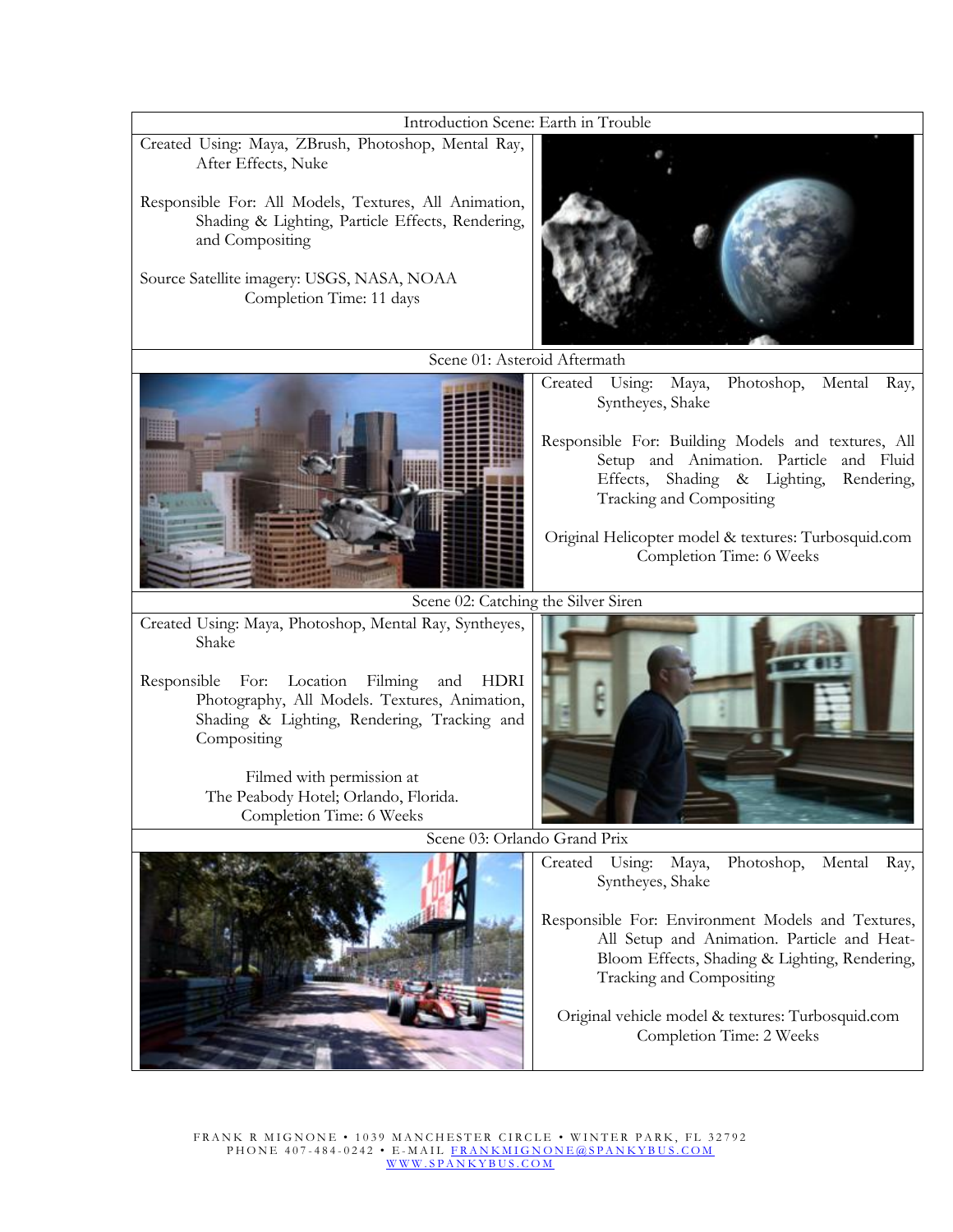## Introduction Scene: Earth in Trouble

Created Using: Maya, ZBrush, Photoshop, Mental Ray, After Effects, Nuke

Responsible For: All Models, Textures, All Animation, Shading & Lighting, Particle Effects, Rendering, and Compositing

Source Satellite imagery: USGS, NASA, NOAA
Completion Time: 11 days

## Scene 01: Asteroid Aftermath

Created Using: Maya, Photoshop, Mental Ray, Syntheyes, Shake

Responsible For: Building Models and textures, All Setup and Animation. Particle and Fluid Effects, Shading & Lighting, Rendering, Tracking and Compositing

Original Helicopter model & textures: Turbosquid.com
Completion Time: 6 Weeks

## Scene 02: Catching the Silver Siren

Created Using: Maya, Photoshop, Mental Ray, Syntheyes, Shake

Responsible For: Location Filming and HDRI Photography, All Models. Textures, Animation, Shading & Lighting, Rendering, Tracking and Compositing

Filmed with permission at
The Peabody Hotel; Orlando, Florida.
Completion Time: 6 Weeks

## Scene 03: Orlando Grand Prix

Created Using: Maya, Photoshop, Mental Ray, Syntheyes, Shake

Responsible For: Environment Models and Textures, All Setup and Animation. Particle and Heat-Bloom Effects, Shading & Lighting, Rendering, Tracking and Compositing

Original vehicle model & textures: Turbosquid.com
Completion Time: 2 Weeks

FRANK R MIGNONE • 1039 MANCHESTER CIRCLE • WINTER PARK, FL 32792
PHONE 407-484-0242 • E-MAIL FRANKMIGNONE@SPANKYBUS.COM
WWW.SPANKYBUS.COM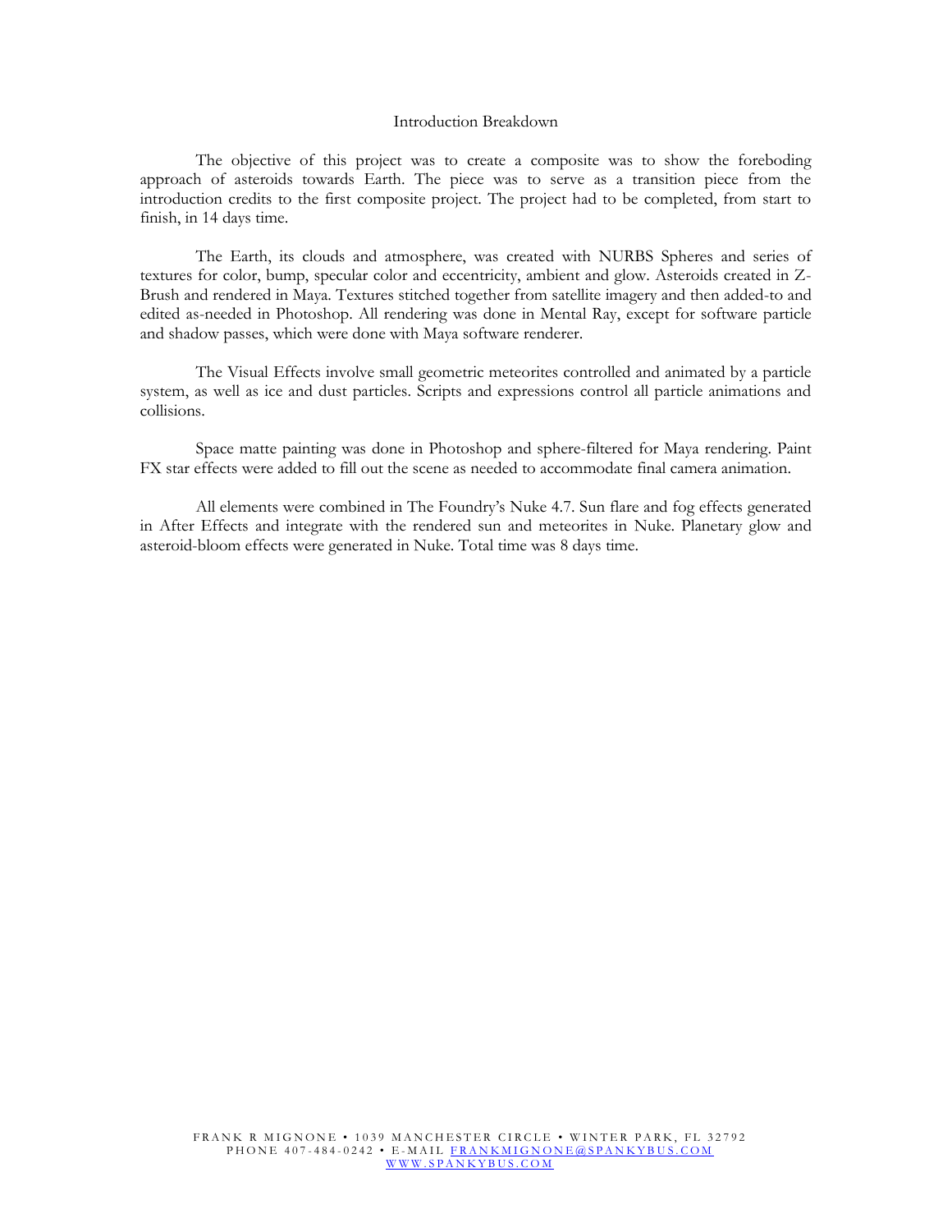## Introduction Breakdown

The objective of this project was to create a composite was to show the foreboding approach of asteroids towards Earth. The piece was to serve as a transition piece from the introduction credits to the first composite project. The project had to be completed, from start to finish, in 14 days time.

The Earth, its clouds and atmosphere, was created with NURBS Spheres and series of textures for color, bump, specular color and eccentricity, ambient and glow. Asteroids created in Z-Brush and rendered in Maya. Textures stitched together from satellite imagery and then added-to and edited as-needed in Photoshop. All rendering was done in Mental Ray, except for software particle and shadow passes, which were done with Maya software renderer.

The Visual Effects involve small geometric meteorites controlled and animated by a particle system, as well as ice and dust particles. Scripts and expressions control all particle animations and collisions.

Space matte painting was done in Photoshop and sphere-filtered for Maya rendering. Paint FX star effects were added to fill out the scene as needed to accommodate final camera animation.

All elements were combined in The Foundry's Nuke 4.7. Sun flare and fog effects generated in After Effects and integrate with the rendered sun and meteorites in Nuke. Planetary glow and asteroid-bloom effects were generated in Nuke. Total time was 8 days time.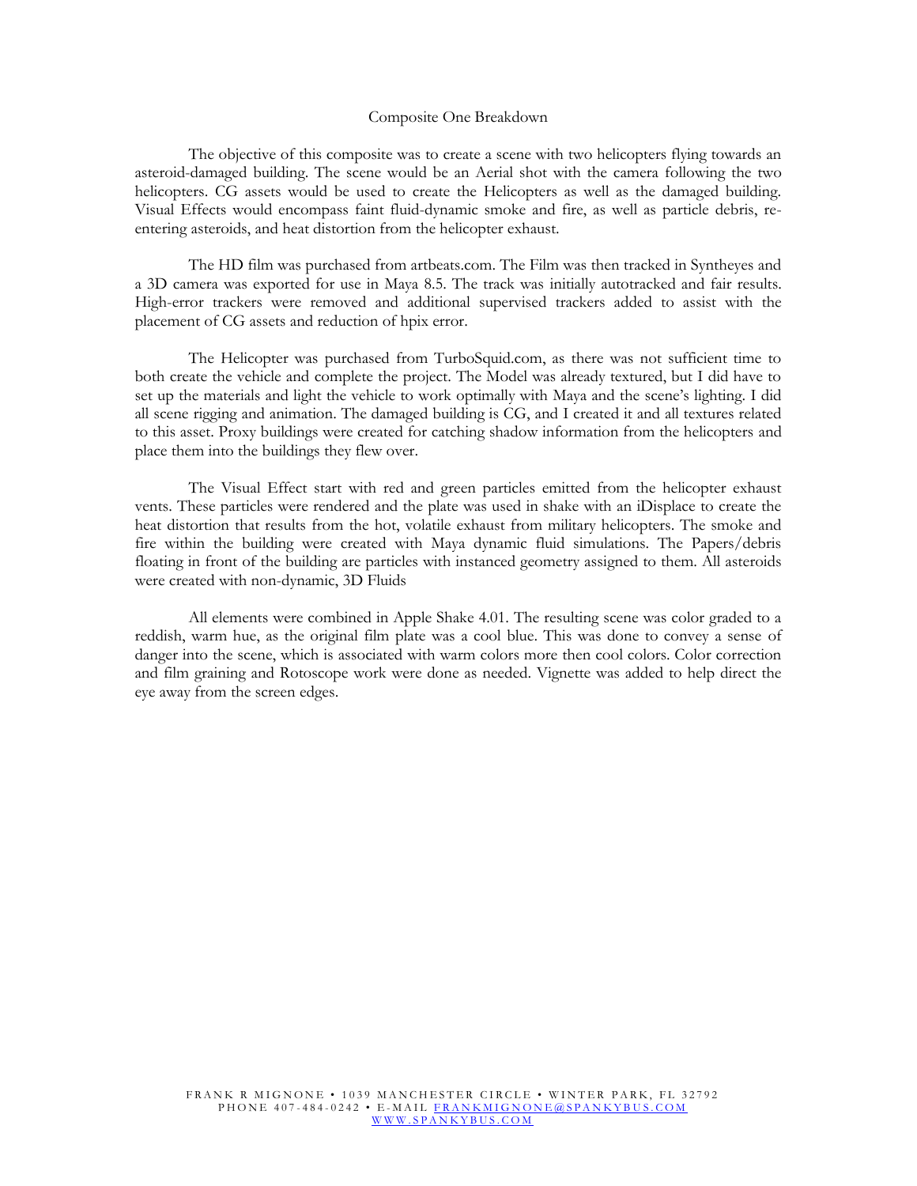## Composite One Breakdown

The objective of this composite was to create a scene with two helicopters flying towards an asteroid-damaged building. The scene would be an Aerial shot with the camera following the two helicopters. CG assets would be used to create the Helicopters as well as the damaged building. Visual Effects would encompass faint fluid-dynamic smoke and fire, as well as particle debris, re-entering asteroids, and heat distortion from the helicopter exhaust.

The HD film was purchased from artbeats.com. The Film was then tracked in Syntheyes and a 3D camera was exported for use in Maya 8.5. The track was initially autotracked and fair results. High-error trackers were removed and additional supervised trackers added to assist with the placement of CG assets and reduction of hpix error.

The Helicopter was purchased from TurboSquid.com, as there was not sufficient time to both create the vehicle and complete the project. The Model was already textured, but I did have to set up the materials and light the vehicle to work optimally with Maya and the scene's lighting. I did all scene rigging and animation. The damaged building is CG, and I created it and all textures related to this asset. Proxy buildings were created for catching shadow information from the helicopters and place them into the buildings they flew over.

The Visual Effect start with red and green particles emitted from the helicopter exhaust vents. These particles were rendered and the plate was used in shake with an iDisplace to create the heat distortion that results from the hot, volatile exhaust from military helicopters. The smoke and fire within the building were created with Maya dynamic fluid simulations. The Papers/debris floating in front of the building are particles with instanced geometry assigned to them. All asteroids were created with non-dynamic, 3D Fluids

All elements were combined in Apple Shake 4.01. The resulting scene was color graded to a reddish, warm hue, as the original film plate was a cool blue. This was done to convey a sense of danger into the scene, which is associated with warm colors more then cool colors. Color correction and film graining and Rotoscope work were done as needed. Vignette was added to help direct the eye away from the screen edges.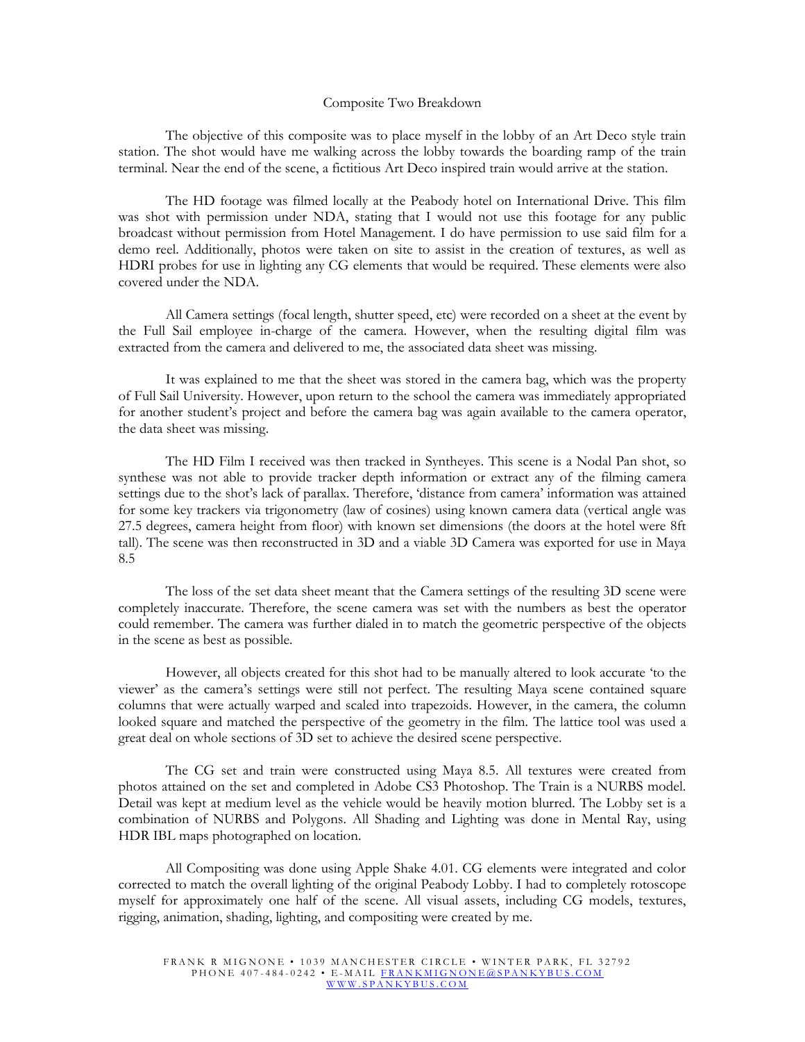# Composite Two Breakdown

The objective of this composite was to place myself in the lobby of an Art Deco style train station. The shot would have me walking across the lobby towards the boarding ramp of the train terminal. Near the end of the scene, a fictitious Art Deco inspired train would arrive at the station.

The HD footage was filmed locally at the Peabody hotel on International Drive. This film was shot with permission under NDA, stating that I would not use this footage for any public broadcast without permission from Hotel Management. I do have permission to use said film for a demo reel. Additionally, photos were taken on site to assist in the creation of textures, as well as HDRI probes for use in lighting any CG elements that would be required. These elements were also covered under the NDA.

All Camera settings (focal length, shutter speed, etc) were recorded on a sheet at the event by the Full Sail employee in-charge of the camera. However, when the resulting digital film was extracted from the camera and delivered to me, the associated data sheet was missing.

It was explained to me that the sheet was stored in the camera bag, which was the property of Full Sail University. However, upon return to the school the camera was immediately appropriated for another student's project and before the camera bag was again available to the camera operator, the data sheet was missing.

The HD Film I received was then tracked in Syntheyes. This scene is a Nodal Pan shot, so synthese was not able to provide tracker depth information or extract any of the filming camera settings due to the shot's lack of parallax. Therefore, 'distance from camera' information was attained for some key trackers via trigonometry (law of cosines) using known camera data (vertical angle was 27.5 degrees, camera height from floor) with known set dimensions (the doors at the hotel were 8ft tall). The scene was then reconstructed in 3D and a viable 3D Camera was exported for use in Maya 8.5

The loss of the set data sheet meant that the Camera settings of the resulting 3D scene were completely inaccurate. Therefore, the scene camera was set with the numbers as best the operator could remember. The camera was further dialed in to match the geometric perspective of the objects in the scene as best as possible.

However, all objects created for this shot had to be manually altered to look accurate 'to the viewer' as the camera's settings were still not perfect. The resulting Maya scene contained square columns that were actually warped and scaled into trapezoids. However, in the camera, the column looked square and matched the perspective of the geometry in the film. The lattice tool was used a great deal on whole sections of 3D set to achieve the desired scene perspective.

The CG set and train were constructed using Maya 8.5. All textures were created from photos attained on the set and completed in Adobe CS3 Photoshop. The Train is a NURBS model. Detail was kept at medium level as the vehicle would be heavily motion blurred. The Lobby set is a combination of NURBS and Polygons. All Shading and Lighting was done in Mental Ray, using HDR IBL maps photographed on location.

All Compositing was done using Apple Shake 4.01. CG elements were integrated and color corrected to match the overall lighting of the original Peabody Lobby. I had to completely rotoscope myself for approximately one half of the scene. All visual assets, including CG models, textures, rigging, animation, shading, lighting, and compositing were created by me.

FRANK R MIGNONE • 1039 MANCHESTER CIRCLE • WINTER PARK, FL 32792
PHONE 407-484-0242 • E-MAIL FRANKMIGNONE@SPANKYBUS.COM
WWW.SPANKYBUS.COM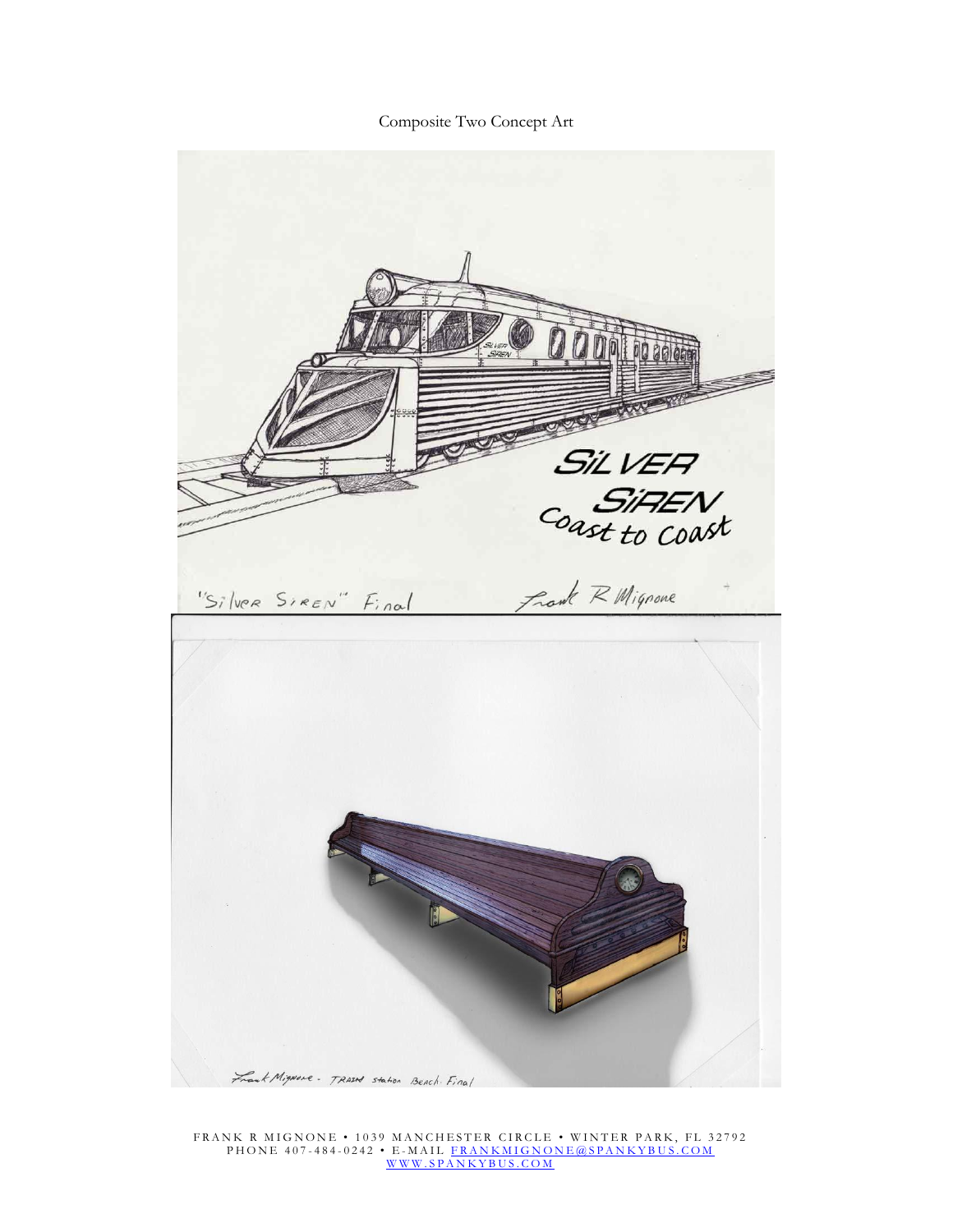Composite Two Concept Art

FRANK R MIGNONE • 1039 MANCHESTER CIRCLE • WINTER PARK, FL 32792
PHONE 407-484-0242 • E-MAIL FRANKMIGNONE@SPANKYBUS.COM
WWW.SPANKYBUS.COM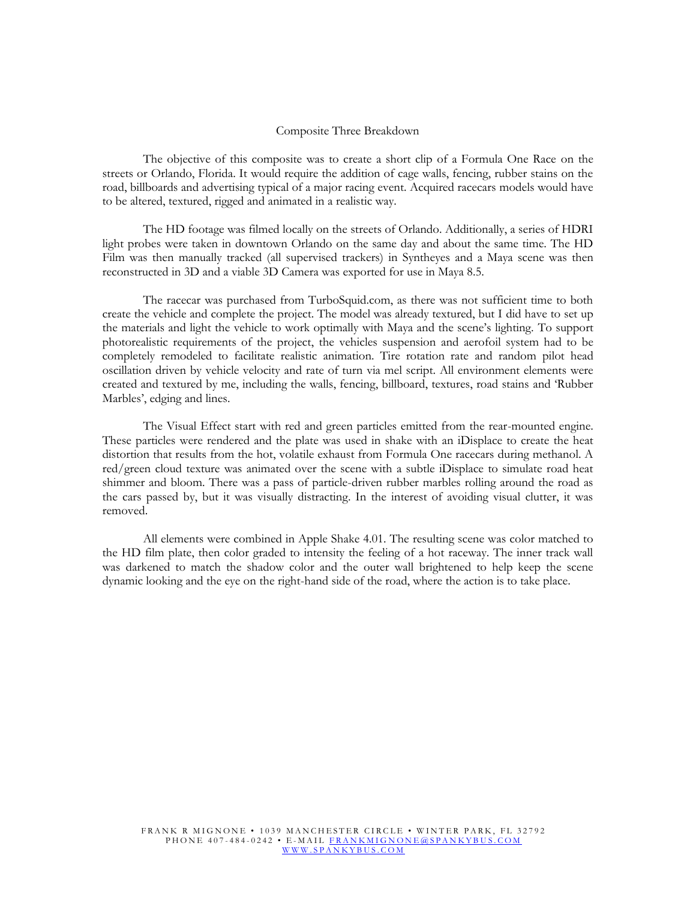## Composite Three Breakdown

The objective of this composite was to create a short clip of a Formula One Race on the streets or Orlando, Florida. It would require the addition of cage walls, fencing, rubber stains on the road, billboards and advertising typical of a major racing event. Acquired racecars models would have to be altered, textured, rigged and animated in a realistic way.

The HD footage was filmed locally on the streets of Orlando. Additionally, a series of HDRI light probes were taken in downtown Orlando on the same day and about the same time. The HD Film was then manually tracked (all supervised trackers) in Syntheyes and a Maya scene was then reconstructed in 3D and a viable 3D Camera was exported for use in Maya 8.5.

The racecar was purchased from TurboSquid.com, as there was not sufficient time to both create the vehicle and complete the project. The model was already textured, but I did have to set up the materials and light the vehicle to work optimally with Maya and the scene's lighting. To support photorealistic requirements of the project, the vehicles suspension and aerofoil system had to be completely remodeled to facilitate realistic animation. Tire rotation rate and random pilot head oscillation driven by vehicle velocity and rate of turn via mel script. All environment elements were created and textured by me, including the walls, fencing, billboard, textures, road stains and 'Rubber Marbles', edging and lines.

The Visual Effect start with red and green particles emitted from the rear-mounted engine. These particles were rendered and the plate was used in shake with an iDisplace to create the heat distortion that results from the hot, volatile exhaust from Formula One racecars during methanol. A red/green cloud texture was animated over the scene with a subtle iDisplace to simulate road heat shimmer and bloom. There was a pass of particle-driven rubber marbles rolling around the road as the cars passed by, but it was visually distracting. In the interest of avoiding visual clutter, it was removed.

All elements were combined in Apple Shake 4.01. The resulting scene was color matched to the HD film plate, then color graded to intensity the feeling of a hot raceway. The inner track wall was darkened to match the shadow color and the outer wall brightened to help keep the scene dynamic looking and the eye on the right-hand side of the road, where the action is to take place.